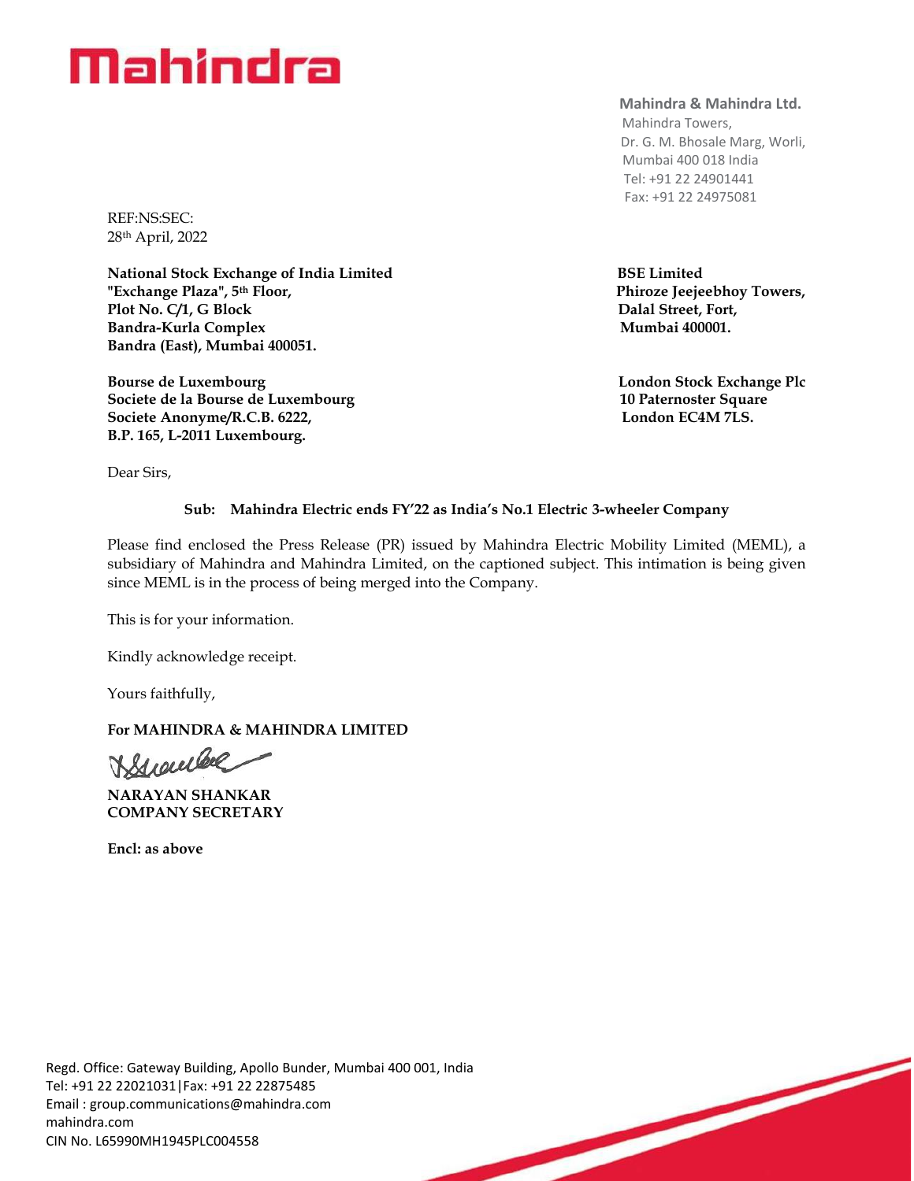# Mahindra

**Mahindra & Mahindra Ltd.**
Mahindra Towers,
Dr. G. M. Bhosale Marg, Worli,
Mumbai 400 018 India
Tel: +91 22 24901441
Fax: +91 22 24975081

REF:NS:SEC:
28th April, 2022

**National Stock Exchange of India Limited**
**"Exchange Plaza", 5th Floor,**
**Plot No. C/1, G Block**
**Bandra-Kurla Complex**
**Bandra (East), Mumbai 400051.**

**BSE Limited**
**Phiroze Jeejeebhoy Towers,**
**Dalal Street, Fort,**
**Mumbai 400001.**

**Bourse de Luxembourg**
**Societe de la Bourse de Luxembourg**
**Societe Anonyme/R.C.B. 6222,**
**B.P. 165, L-2011 Luxembourg.**

**London Stock Exchange Plc**
**10 Paternoster Square**
**London EC4M 7LS.**

Dear Sirs,

**Sub: Mahindra Electric ends FY'22 as India's No.1 Electric 3-wheeler Company**

Please find enclosed the Press Release (PR) issued by Mahindra Electric Mobility Limited (MEML), a subsidiary of Mahindra and Mahindra Limited, on the captioned subject. This intimation is being given since MEML is in the process of being merged into the Company.

This is for your information.

Kindly acknowledge receipt.

Yours faithfully,

**For MAHINDRA & MAHINDRA LIMITED**

**NARAYAN SHANKAR**
**COMPANY SECRETARY**

**Encl: as above**

Regd. Office: Gateway Building, Apollo Bunder, Mumbai 400 001, India
Tel: +91 22 22021031|Fax: +91 22 22875485
Email : group.communications@mahindra.com
mahindra.com
CIN No. L65990MH1945PLC004558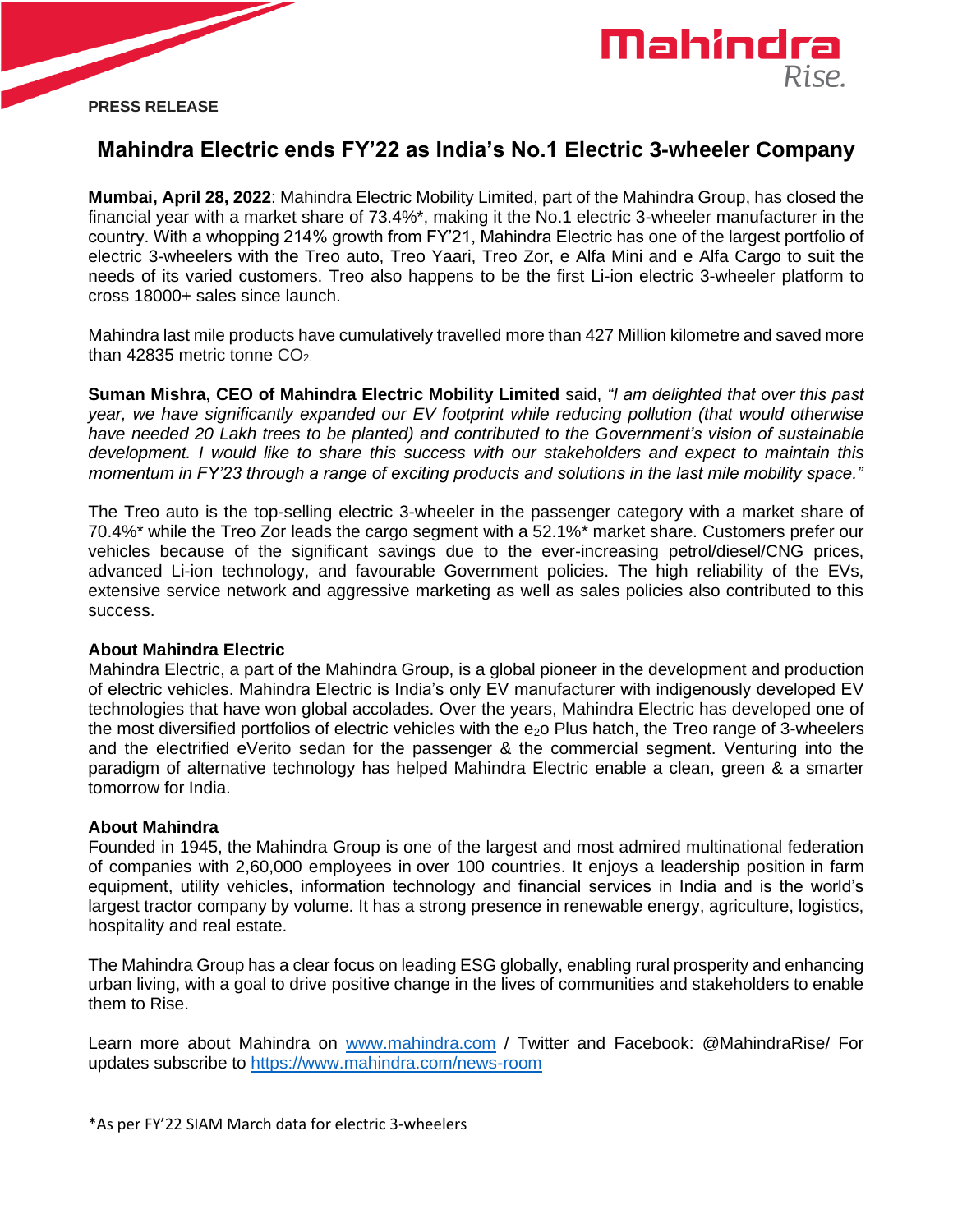**PRESS RELEASE**

# Mahindra Electric ends FY'22 as India's No.1 Electric 3-wheeler Company

**Mumbai, April 28, 2022**: Mahindra Electric Mobility Limited, part of the Mahindra Group, has closed the financial year with a market share of 73.4%*, making it the No.1 electric 3-wheeler manufacturer in the country. With a whopping 214% growth from FY'21, Mahindra Electric has one of the largest portfolio of electric 3-wheelers with the Treo auto, Treo Yaari, Treo Zor, e Alfa Mini and e Alfa Cargo to suit the needs of its varied customers. Treo also happens to be the first Li-ion electric 3-wheeler platform to cross 18000+ sales since launch.

Mahindra last mile products have cumulatively travelled more than 427 Million kilometre and saved more than 42835 metric tonne $CO_2$.

**Suman Mishra, CEO of Mahindra Electric Mobility Limited** said, *"I am delighted that over this past year, we have significantly expanded our EV footprint while reducing pollution (that would otherwise have needed 20 Lakh trees to be planted) and contributed to the Government's vision of sustainable development. I would like to share this success with our stakeholders and expect to maintain this momentum in FY'23 through a range of exciting products and solutions in the last mile mobility space."*

The Treo auto is the top-selling electric 3-wheeler in the passenger category with a market share of 70.4%* while the Treo Zor leads the cargo segment with a 52.1%* market share. Customers prefer our vehicles because of the significant savings due to the ever-increasing petrol/diesel/CNG prices, advanced Li-ion technology, and favourable Government policies. The high reliability of the EVs, extensive service network and aggressive marketing as well as sales policies also contributed to this success.

**About Mahindra Electric**
Mahindra Electric, a part of the Mahindra Group, is a global pioneer in the development and production of electric vehicles. Mahindra Electric is India's only EV manufacturer with indigenously developed EV technologies that have won global accolades. Over the years, Mahindra Electric has developed one of the most diversified portfolios of electric vehicles with the $e_2o$ Plus hatch, the Treo range of 3-wheelers and the electrified eVerito sedan for the passenger & the commercial segment. Venturing into the paradigm of alternative technology has helped Mahindra Electric enable a clean, green & a smarter tomorrow for India.

**About Mahindra**
Founded in 1945, the Mahindra Group is one of the largest and most admired multinational federation of companies with 2,60,000 employees in over 100 countries. It enjoys a leadership position in farm equipment, utility vehicles, information technology and financial services in India and is the world's largest tractor company by volume. It has a strong presence in renewable energy, agriculture, logistics, hospitality and real estate.

The Mahindra Group has a clear focus on leading ESG globally, enabling rural prosperity and enhancing urban living, with a goal to drive positive change in the lives of communities and stakeholders to enable them to Rise.

Learn more about Mahindra on www.mahindra.com / Twitter and Facebook: @MahindraRise/ For updates subscribe to https://www.mahindra.com/news-room

*As per FY'22 SIAM March data for electric 3-wheelers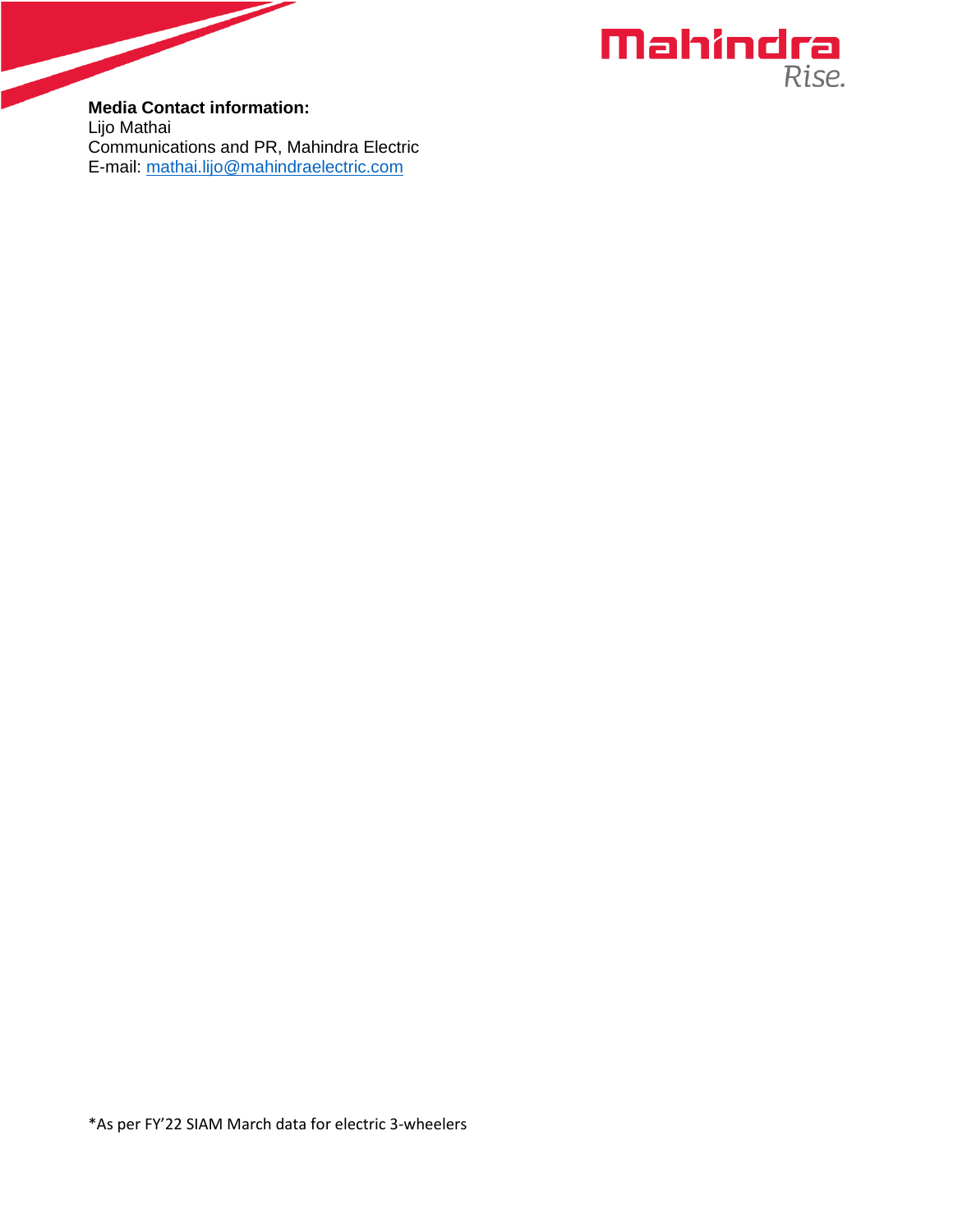**Media Contact information:**
Lijo Mathai
Communications and PR, Mahindra Electric
E-mail: [mathai.lijo@mahindraelectric.com](mailto:mathai.lijo@mahindraelectric.com)

*As per FY'22 SIAM March data for electric 3-wheelers